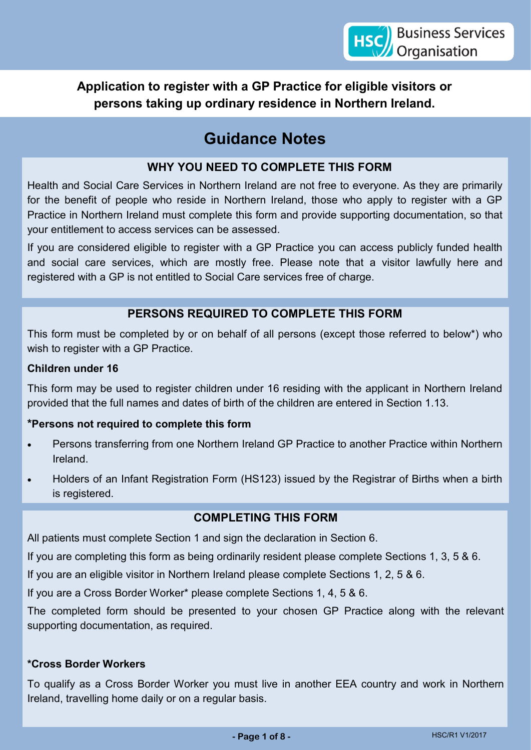**Application to register with a GP Practice for eligible visitors or persons taking up ordinary residence in Northern Ireland.**

# Guidance Notes

## WHY YOU NEED TO COMPLETE THIS FORM

Health and Social Care Services in Northern Ireland are not free to everyone. As they are primarily for the benefit of people who reside in Northern Ireland, those who apply to register with a GP Practice in Northern Ireland must complete this form and provide supporting documentation, so that your entitlement to access services can be assessed.

If you are considered eligible to register with a GP Practice you can access publicly funded health and social care services, which are mostly free. Please note that a visitor lawfully here and registered with a GP is not entitled to Social Care services free of charge.

## PERSONS REQUIRED TO COMPLETE THIS FORM

This form must be completed by or on behalf of all persons (except those referred to below*) who wish to register with a GP Practice.

**Children under 16**

This form may be used to register children under 16 residing with the applicant in Northern Ireland provided that the full names and dates of birth of the children are entered in Section 1.13.

**\*Persons not required to complete this form**

- Persons transferring from one Northern Ireland GP Practice to another Practice within Northern Ireland.
- Holders of an Infant Registration Form (HS123) issued by the Registrar of Births when a birth is registered.

## COMPLETING THIS FORM

All patients must complete Section 1 and sign the declaration in Section 6.

If you are completing this form as being ordinarily resident please complete Sections 1, 3, 5 & 6.

If you are an eligible visitor in Northern Ireland please complete Sections 1, 2, 5 & 6.

If you are a Cross Border Worker* please complete Sections 1, 4, 5 & 6.

The completed form should be presented to your chosen GP Practice along with the relevant supporting documentation, as required.

**\*Cross Border Workers**

To qualify as a Cross Border Worker you must live in another EEA country and work in Northern Ireland, travelling home daily or on a regular basis.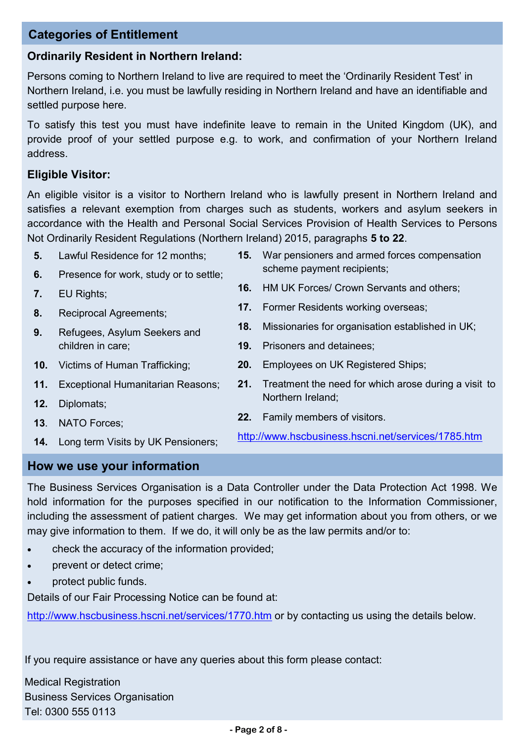## Categories of Entitlement

### Ordinarily Resident in Northern Ireland:

Persons coming to Northern Ireland to live are required to meet the 'Ordinarily Resident Test' in Northern Ireland, i.e. you must be lawfully residing in Northern Ireland and have an identifiable and settled purpose here.

To satisfy this test you must have indefinite leave to remain in the United Kingdom (UK), and provide proof of your settled purpose e.g. to work, and confirmation of your Northern Ireland address.

### Eligible Visitor:

An eligible visitor is a visitor to Northern Ireland who is lawfully present in Northern Ireland and satisfies a relevant exemption from charges such as students, workers and asylum seekers in accordance with the Health and Personal Social Services Provision of Health Services to Persons Not Ordinarily Resident Regulations (Northern Ireland) 2015, paragraphs **5 to 22**.

5. Lawful Residence for 12 months;
6. Presence for work, study or to settle;
7. EU Rights;
8. Reciprocal Agreements;
9. Refugees, Asylum Seekers and children in care;
10. Victims of Human Trafficking;
11. Exceptional Humanitarian Reasons;
12. Diplomats;
13. NATO Forces;
14. Long term Visits by UK Pensioners;
15. War pensioners and armed forces compensation scheme payment recipients;
16. HM UK Forces/ Crown Servants and others;
17. Former Residents working overseas;
18. Missionaries for organisation established in UK;
19. Prisoners and detainees;
20. Employees on UK Registered Ships;
21. Treatment the need for which arose during a visit to Northern Ireland;
22. Family members of visitors.

http://www.hscbusiness.hscni.net/services/1785.htm

## How we use your information

The Business Services Organisation is a Data Controller under the Data Protection Act 1998. We hold information for the purposes specified in our notification to the Information Commissioner, including the assessment of patient charges. We may get information about you from others, or we may give information to them. If we do, it will only be as the law permits and/or to:

- check the accuracy of the information provided;
- prevent or detect crime;
- protect public funds.

Details of our Fair Processing Notice can be found at:

http://www.hscbusiness.hscni.net/services/1770.htm or by contacting us using the details below.

If you require assistance or have any queries about this form please contact:

Medical Registration
Business Services Organisation
Tel: 0300 555 0113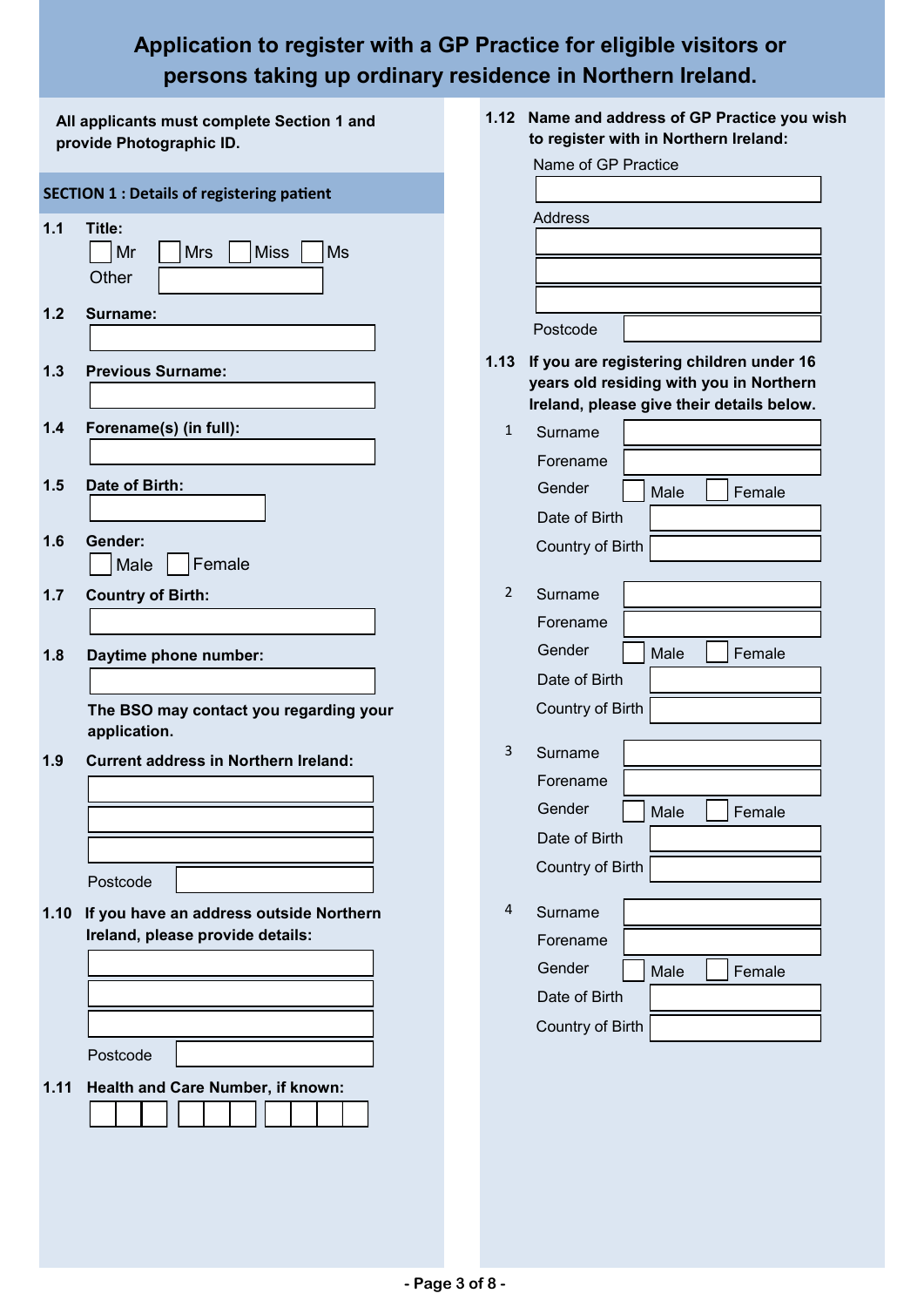# Application to register with a GP Practice for eligible visitors or persons taking up ordinary residence in Northern Ireland.

**All applicants must complete Section 1 and provide Photographic ID.**

## SECTION 1 : Details of registering patient

**1.1 Title:**

☐ Mr ☐ Mrs ☐ Miss ☐ Ms

Other ____________

**1.2 Surname:**

____________

**1.3 Previous Surname:**

____________

**1.4 Forename(s) (in full):**

____________

**1.5 Date of Birth:**

____________

**1.6 Gender:**

☐ Male ☐ Female

**1.7 Country of Birth:**

____________

**1.8 Daytime phone number:**

____________

**The BSO may contact you regarding your application.**

**1.9 Current address in Northern Ireland:**

____________

____________

____________

Postcode ____________

**1.10 If you have an address outside Northern Ireland, please provide details:**

____________

____________

____________

Postcode ____________

**1.11 Health and Care Number, if known:**

☐☐☐ ☐☐☐ ☐☐☐☐

**1.12 Name and address of GP Practice you wish to register with in Northern Ireland:**

Name of GP Practice

____________

Address

____________

____________

____________

Postcode ____________

**1.13 If you are registering children under 16 years old residing with you in Northern Ireland, please give their details below.**

1.
- Surname ____________
- Forename ____________
- Gender ☐ Male ☐ Female
- Date of Birth ____________
- Country of Birth ____________

2.
- Surname ____________
- Forename ____________
- Gender ☐ Male ☐ Female
- Date of Birth ____________
- Country of Birth ____________

3.
- Surname ____________
- Forename ____________
- Gender ☐ Male ☐ Female
- Date of Birth ____________
- Country of Birth ____________

4.
- Surname ____________
- Forename ____________
- Gender ☐ Male ☐ Female
- Date of Birth ____________
- Country of Birth ____________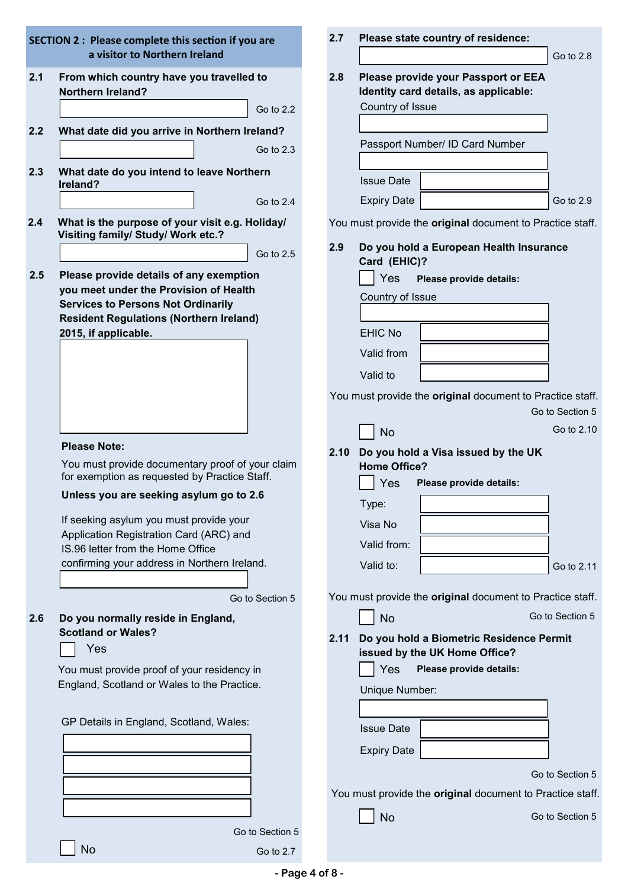## SECTION 2 : Please complete this section if you are a visitor to Northern Ireland

**2.1 From which country have you travelled to Northern Ireland?**

\_\_\_\_\_\_\_\_\_\_\_\_\_\_\_\_ Go to 2.2

**2.2 What date did you arrive in Northern Ireland?**

\_\_\_\_\_\_\_\_\_\_\_\_\_\_\_\_ Go to 2.3

**2.3 What date do you intend to leave Northern Ireland?**

\_\_\_\_\_\_\_\_\_\_\_\_\_\_\_\_ Go to 2.4

**2.4 What is the purpose of your visit e.g. Holiday/ Visiting family/ Study/ Work etc.?**

\_\_\_\_\_\_\_\_\_\_\_\_\_\_\_\_ Go to 2.5

**2.5 Please provide details of any exemption you meet under the Provision of Health Services to Persons Not Ordinarily Resident Regulations (Northern Ireland) 2015, if applicable.**

\_\_\_\_\_\_\_\_\_\_\_\_\_\_\_\_

**Please Note:**

You must provide documentary proof of your claim for exemption as requested by Practice Staff.

**Unless you are seeking asylum go to 2.6**

If seeking asylum you must provide your Application Registration Card (ARC) and IS.96 letter from the Home Office confirming your address in Northern Ireland.

\_\_\_\_\_\_\_\_\_\_\_\_\_\_\_\_

Go to Section 5

**2.6 Do you normally reside in England, Scotland or Wales?**

☐ Yes

You must provide proof of your residency in England, Scotland or Wales to the Practice.

GP Details in England, Scotland, Wales:

\_\_\_\_\_\_\_\_\_\_\_\_\_\_\_\_

\_\_\_\_\_\_\_\_\_\_\_\_\_\_\_\_

\_\_\_\_\_\_\_\_\_\_\_\_\_\_\_\_

\_\_\_\_\_\_\_\_\_\_\_\_\_\_\_\_

Go to Section 5

☐ No — Go to 2.7

**2.7 Please state country of residence:**

\_\_\_\_\_\_\_\_\_\_\_\_\_\_\_\_ Go to 2.8

**2.8 Please provide your Passport or EEA Identity card details, as applicable:**

Country of Issue

\_\_\_\_\_\_\_\_\_\_\_\_\_\_\_\_

Passport Number/ ID Card Number

\_\_\_\_\_\_\_\_\_\_\_\_\_\_\_\_

Issue Date \_\_\_\_\_\_\_\_\_\_\_\_\_\_\_\_

Expiry Date \_\_\_\_\_\_\_\_\_\_\_\_\_\_\_\_ Go to 2.9

You must provide the **original** document to Practice staff.

**2.9 Do you hold a European Health Insurance Card (EHIC)?**

☐ Yes **Please provide details:**

Country of Issue

\_\_\_\_\_\_\_\_\_\_\_\_\_\_\_\_

EHIC No \_\_\_\_\_\_\_\_\_\_\_\_\_\_\_\_

Valid from \_\_\_\_\_\_\_\_\_\_\_\_\_\_\_\_

Valid to \_\_\_\_\_\_\_\_\_\_\_\_\_\_\_\_

You must provide the **original** document to Practice staff.

Go to Section 5

☐ No — Go to 2.10

**2.10 Do you hold a Visa issued by the UK Home Office?**

☐ Yes **Please provide details:**

Type: \_\_\_\_\_\_\_\_\_\_\_\_\_\_\_\_

Visa No \_\_\_\_\_\_\_\_\_\_\_\_\_\_\_\_

Valid from: \_\_\_\_\_\_\_\_\_\_\_\_\_\_\_\_

Valid to: \_\_\_\_\_\_\_\_\_\_\_\_\_\_\_\_ Go to 2.11

You must provide the **original** document to Practice staff.

☐ No — Go to Section 5

**2.11 Do you hold a Biometric Residence Permit issued by the UK Home Office?**

☐ Yes **Please provide details:**

Unique Number:

\_\_\_\_\_\_\_\_\_\_\_\_\_\_\_\_

Issue Date \_\_\_\_\_\_\_\_\_\_\_\_\_\_\_\_

Expiry Date \_\_\_\_\_\_\_\_\_\_\_\_\_\_\_\_

Go to Section 5

You must provide the **original** document to Practice staff.

☐ No — Go to Section 5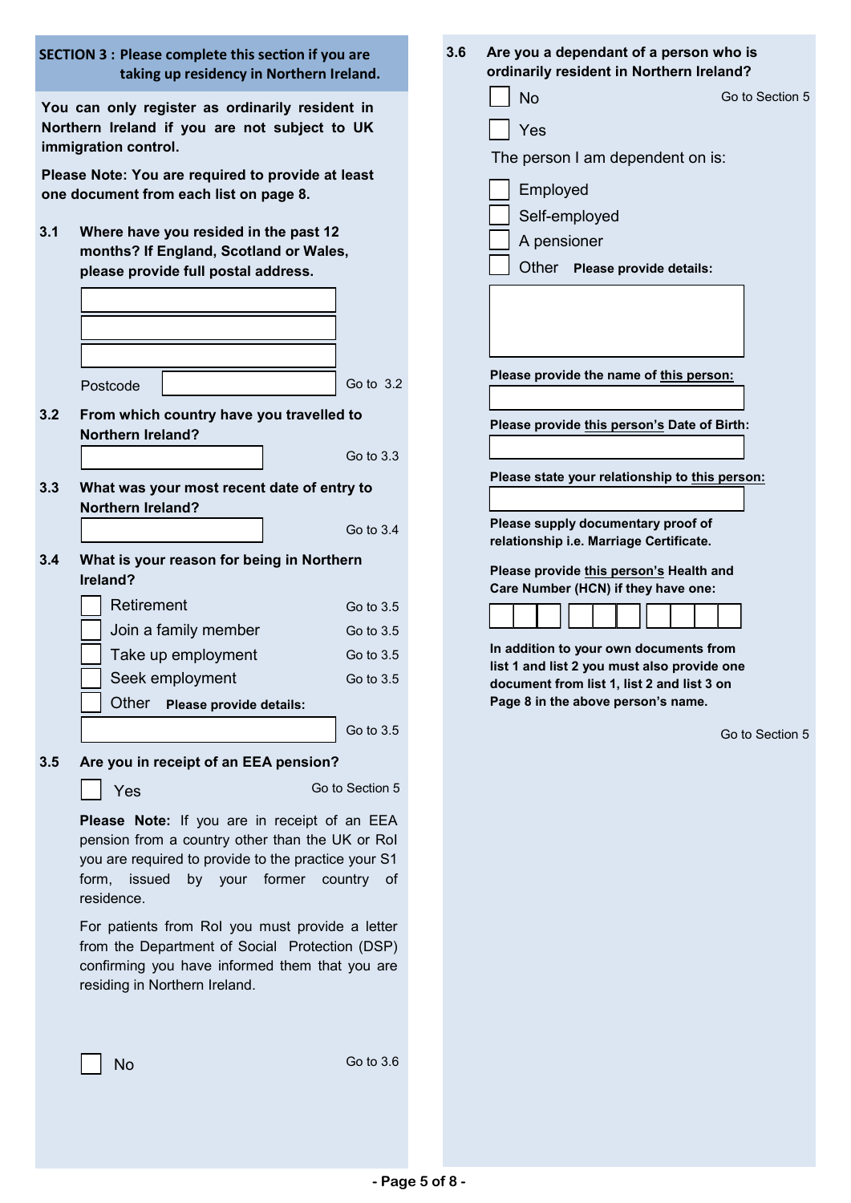## SECTION 3 : Please complete this section if you are taking up residency in Northern Ireland.

**You can only register as ordinarily resident in Northern Ireland if you are not subject to UK immigration control.**

**Please Note: You are required to provide at least one document from each list on page 8.**

**3.1 Where have you resided in the past 12 months? If England, Scotland or Wales, please provide full postal address.**

Postcode — Go to 3.2

**3.2 From which country have you travelled to Northern Ireland?**

Go to 3.3

**3.3 What was your most recent date of entry to Northern Ireland?**

Go to 3.4

**3.4 What is your reason for being in Northern Ireland?**

- ☐ Retirement — Go to 3.5
- ☐ Join a family member — Go to 3.5
- ☐ Take up employment — Go to 3.5
- ☐ Seek employment — Go to 3.5
- ☐ Other **Please provide details:** — Go to 3.5

**3.5 Are you in receipt of an EEA pension?**

- ☐ Yes — Go to Section 5

**Please Note:** If you are in receipt of an EEA pension from a country other than the UK or RoI you are required to provide to the practice your S1 form, issued by your former country of residence.

For patients from RoI you must provide a letter from the Department of Social Protection (DSP) confirming you have informed them that you are residing in Northern Ireland.

- ☐ No — Go to 3.6

**3.6 Are you a dependant of a person who is ordinarily resident in Northern Ireland?**

- ☐ No — Go to Section 5
- ☐ Yes

The person I am dependent on is:

- ☐ Employed
- ☐ Self-employed
- ☐ A pensioner
- ☐ Other **Please provide details:**

**Please provide the name of this person:**

**Please provide this person's Date of Birth:**

**Please state your relationship to this person:**

**Please supply documentary proof of relationship i.e. Marriage Certificate.**

**Please provide this person's Health and Care Number (HCN) if they have one:**

☐☐☐ ☐☐☐ ☐☐☐☐

**In addition to your own documents from list 1 and list 2 you must also provide one document from list 1, list 2 and list 3 on Page 8 in the above person's name.**

Go to Section 5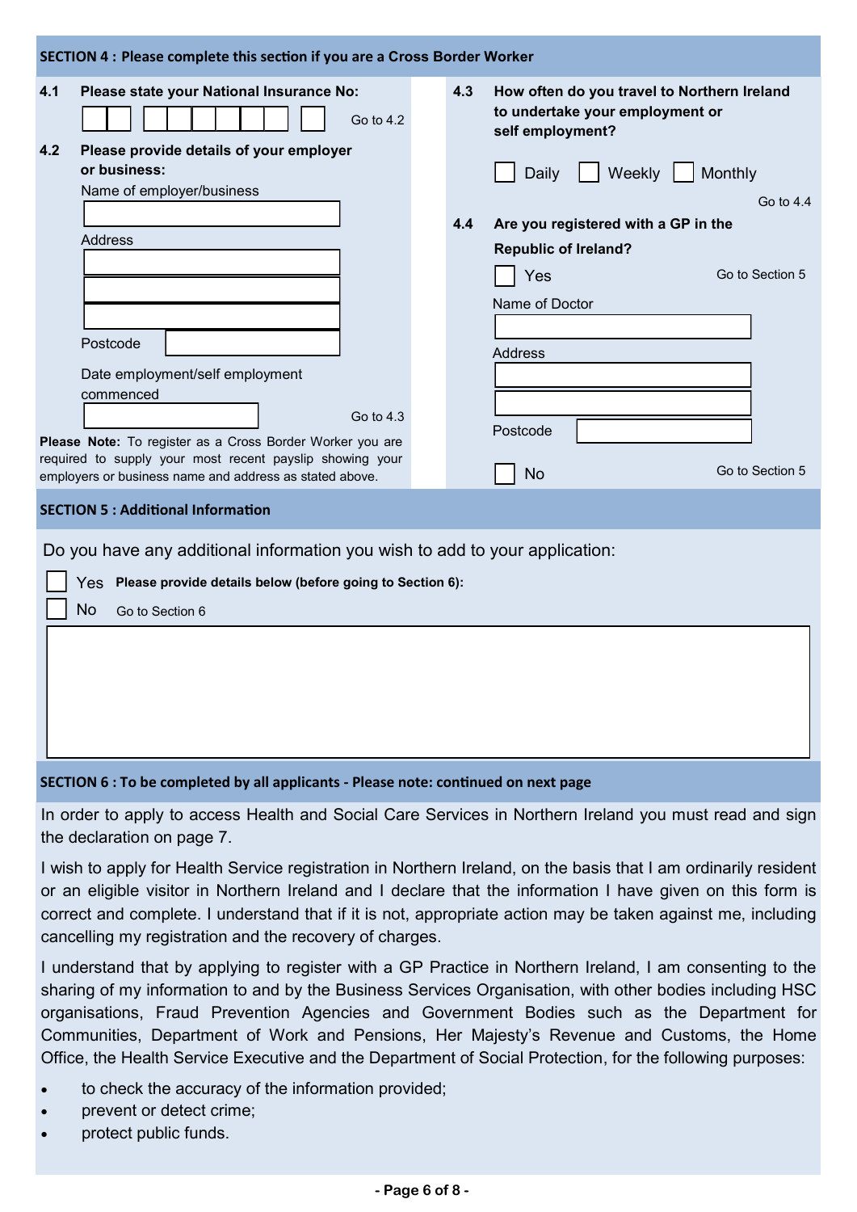## SECTION 4 : Please complete this section if you are a Cross Border Worker

**4.1 Please state your National Insurance No:**

☐☐ ☐☐☐☐☐☐ ☐ Go to 4.2

**4.2 Please provide details of your employer or business:**

Name of employer/business

Address

Postcode

Date employment/self employment commenced

Go to 4.3

**Please Note:** To register as a Cross Border Worker you are required to supply your most recent payslip showing your employers or business name and address as stated above.

**4.3 How often do you travel to Northern Ireland to undertake your employment or self employment?**

☐ Daily ☐ Weekly ☐ Monthly

Go to 4.4

**4.4 Are you registered with a GP in the Republic of Ireland?**

☐ Yes Go to Section 5

Name of Doctor

Address

Postcode

☐ No Go to Section 5

## SECTION 5 : Additional Information

Do you have any additional information you wish to add to your application:

☐ Yes **Please provide details below (before going to Section 6):**

☐ No Go to Section 6

## SECTION 6 : To be completed by all applicants - Please note: continued on next page

In order to apply to access Health and Social Care Services in Northern Ireland you must read and sign the declaration on page 7.

I wish to apply for Health Service registration in Northern Ireland, on the basis that I am ordinarily resident or an eligible visitor in Northern Ireland and I declare that the information I have given on this form is correct and complete. I understand that if it is not, appropriate action may be taken against me, including cancelling my registration and the recovery of charges.

I understand that by applying to register with a GP Practice in Northern Ireland, I am consenting to the sharing of my information to and by the Business Services Organisation, with other bodies including HSC organisations, Fraud Prevention Agencies and Government Bodies such as the Department for Communities, Department of Work and Pensions, Her Majesty's Revenue and Customs, the Home Office, the Health Service Executive and the Department of Social Protection, for the following purposes:

- to check the accuracy of the information provided;
- prevent or detect crime;
- protect public funds.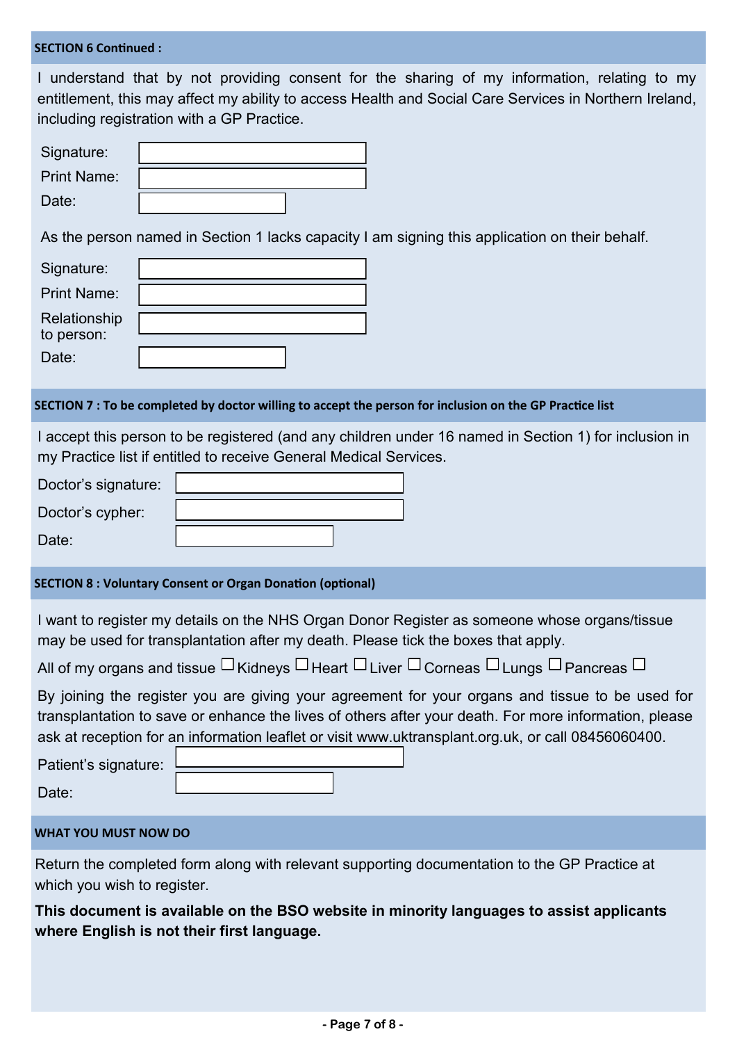## SECTION 6 Continued :

I understand that by not providing consent for the sharing of my information, relating to my entitlement, this may affect my ability to access Health and Social Care Services in Northern Ireland, including registration with a GP Practice.

Signature: \_\_\_\_\_\_\_\_\_\_\_\_\_\_\_\_\_\_\_\_

Print Name: \_\_\_\_\_\_\_\_\_\_\_\_\_\_\_\_\_\_\_\_

Date: \_\_\_\_\_\_\_\_\_\_\_\_\_\_

As the person named in Section 1 lacks capacity I am signing this application on their behalf.

Signature: \_\_\_\_\_\_\_\_\_\_\_\_\_\_\_\_\_\_\_\_

Print Name: \_\_\_\_\_\_\_\_\_\_\_\_\_\_\_\_\_\_\_\_

Relationship to person: \_\_\_\_\_\_\_\_\_\_\_\_\_\_\_\_\_\_\_\_

Date: \_\_\_\_\_\_\_\_\_\_\_\_\_\_

## SECTION 7 : To be completed by doctor willing to accept the person for inclusion on the GP Practice list

I accept this person to be registered (and any children under 16 named in Section 1) for inclusion in my Practice list if entitled to receive General Medical Services.

Doctor's signature: \_\_\_\_\_\_\_\_\_\_\_\_\_\_\_\_\_\_\_\_

Doctor's cypher: \_\_\_\_\_\_\_\_\_\_\_\_\_\_\_\_\_\_\_\_

Date: \_\_\_\_\_\_\_\_\_\_\_\_\_\_

## SECTION 8 : Voluntary Consent or Organ Donation (optional)

I want to register my details on the NHS Organ Donor Register as someone whose organs/tissue may be used for transplantation after my death. Please tick the boxes that apply.

All of my organs and tissue ☐ Kidneys ☐ Heart ☐ Liver ☐ Corneas ☐ Lungs ☐ Pancreas ☐

By joining the register you are giving your agreement for your organs and tissue to be used for transplantation to save or enhance the lives of others after your death. For more information, please ask at reception for an information leaflet or visit www.uktransplant.org.uk, or call 08456060400.

Patient's signature: \_\_\_\_\_\_\_\_\_\_\_\_\_\_\_\_\_\_\_\_

Date: \_\_\_\_\_\_\_\_\_\_\_\_\_\_

## WHAT YOU MUST NOW DO

Return the completed form along with relevant supporting documentation to the GP Practice at which you wish to register.

**This document is available on the BSO website in minority languages to assist applicants where English is not their first language.**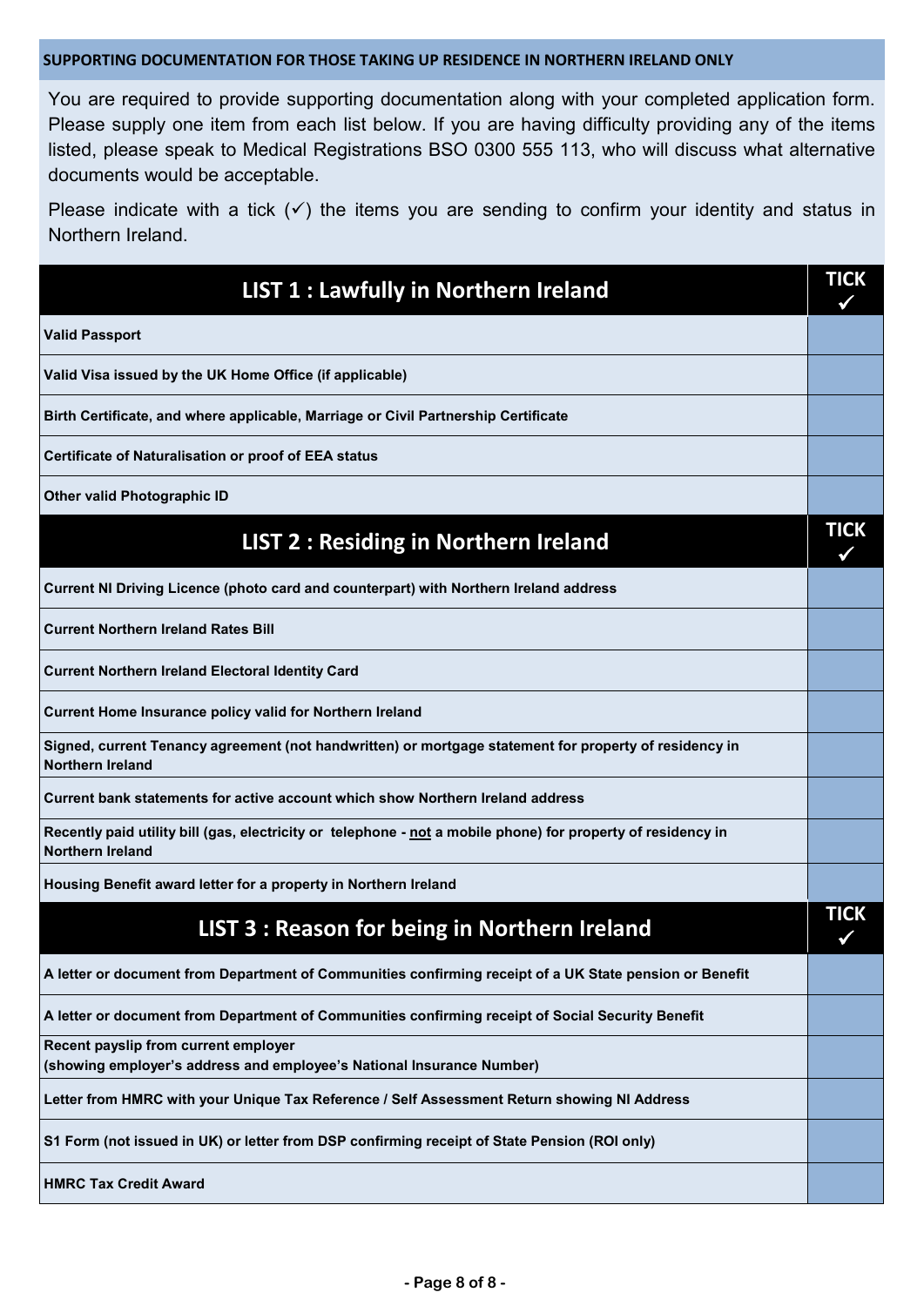## SUPPORTING DOCUMENTATION FOR THOSE TAKING UP RESIDENCE IN NORTHERN IRELAND ONLY

You are required to provide supporting documentation along with your completed application form. Please supply one item from each list below. If you are having difficulty providing any of the items listed, please speak to Medical Registrations BSO 0300 555 113, who will discuss what alternative documents would be acceptable.

Please indicate with a tick (✓) the items you are sending to confirm your identity and status in Northern Ireland.

| LIST 1 : Lawfully in Northern Ireland | TICK ✓ |
|---|---|
| **Valid Passport** | |
| **Valid Visa issued by the UK Home Office (if applicable)** | |
| **Birth Certificate, and where applicable, Marriage or Civil Partnership Certificate** | |
| **Certificate of Naturalisation or proof of EEA status** | |
| **Other valid Photographic ID** | |

| LIST 2 : Residing in Northern Ireland | TICK ✓ |
|---|---|
| **Current NI Driving Licence (photo card and counterpart) with Northern Ireland address** | |
| **Current Northern Ireland Rates Bill** | |
| **Current Northern Ireland Electoral Identity Card** | |
| **Current Home Insurance policy valid for Northern Ireland** | |
| **Signed, current Tenancy agreement (not handwritten) or mortgage statement for property of residency in Northern Ireland** | |
| **Current bank statements for active account which show Northern Ireland address** | |
| **Recently paid utility bill (gas, electricity or telephone - not a mobile phone) for property of residency in Northern Ireland** | |
| **Housing Benefit award letter for a property in Northern Ireland** | |

| LIST 3 : Reason for being in Northern Ireland | TICK ✓ |
|---|---|
| **A letter or document from Department of Communities confirming receipt of a UK State pension or Benefit** | |
| **A letter or document from Department of Communities confirming receipt of Social Security Benefit** | |
| **Recent payslip from current employer (showing employer's address and employee's National Insurance Number)** | |
| **Letter from HMRC with your Unique Tax Reference / Self Assessment Return showing NI Address** | |
| **S1 Form (not issued in UK) or letter from DSP confirming receipt of State Pension (ROI only)** | |
| **HMRC Tax Credit Award** | |